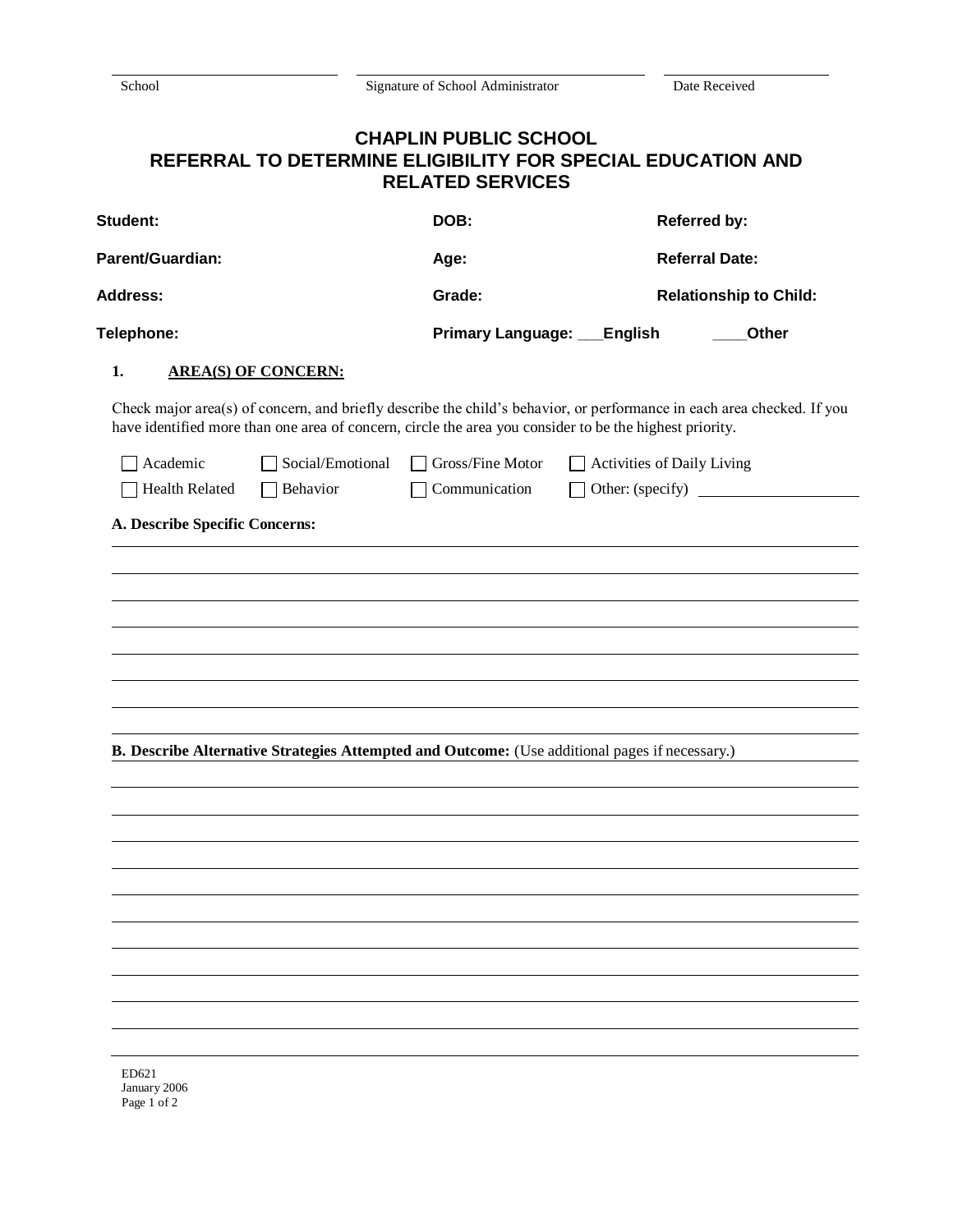School | Signature of School Administrator | Date Received

# CHAPLIN PUBLIC SCHOOL
# REFERRAL TO DETERMINE ELIGIBILITY FOR SPECIAL EDUCATION AND RELATED SERVICES

| | | |
|---|---|---|
| **Student:** | **DOB:** | **Referred by:** |
| **Parent/Guardian:** | **Age:** | **Referral Date:** |
| **Address:** | **Grade:** | **Relationship to Child:** |
| **Telephone:** | **Primary Language: ___English** | **____Other** |

**1. AREA(S) OF CONCERN:**

Check major area(s) of concern, and briefly describe the child's behavior, or performance in each area checked. If you have identified more than one area of concern, circle the area you consider to be the highest priority.

☐ Academic ☐ Social/Emotional ☐ Gross/Fine Motor ☐ Activities of Daily Living

☐ Health Related ☐ Behavior ☐ Communication ☐ Other: (specify) ____________________

**A. Describe Specific Concerns:**

______________________________________________________________________

______________________________________________________________________

______________________________________________________________________

______________________________________________________________________

______________________________________________________________________

______________________________________________________________________

______________________________________________________________________

**B. Describe Alternative Strategies Attempted and Outcome:** (Use additional pages if necessary.)

______________________________________________________________________

______________________________________________________________________

______________________________________________________________________

______________________________________________________________________

______________________________________________________________________

______________________________________________________________________

______________________________________________________________________

______________________________________________________________________

______________________________________________________________________

______________________________________________________________________

______________________________________________________________________

ED621
January 2006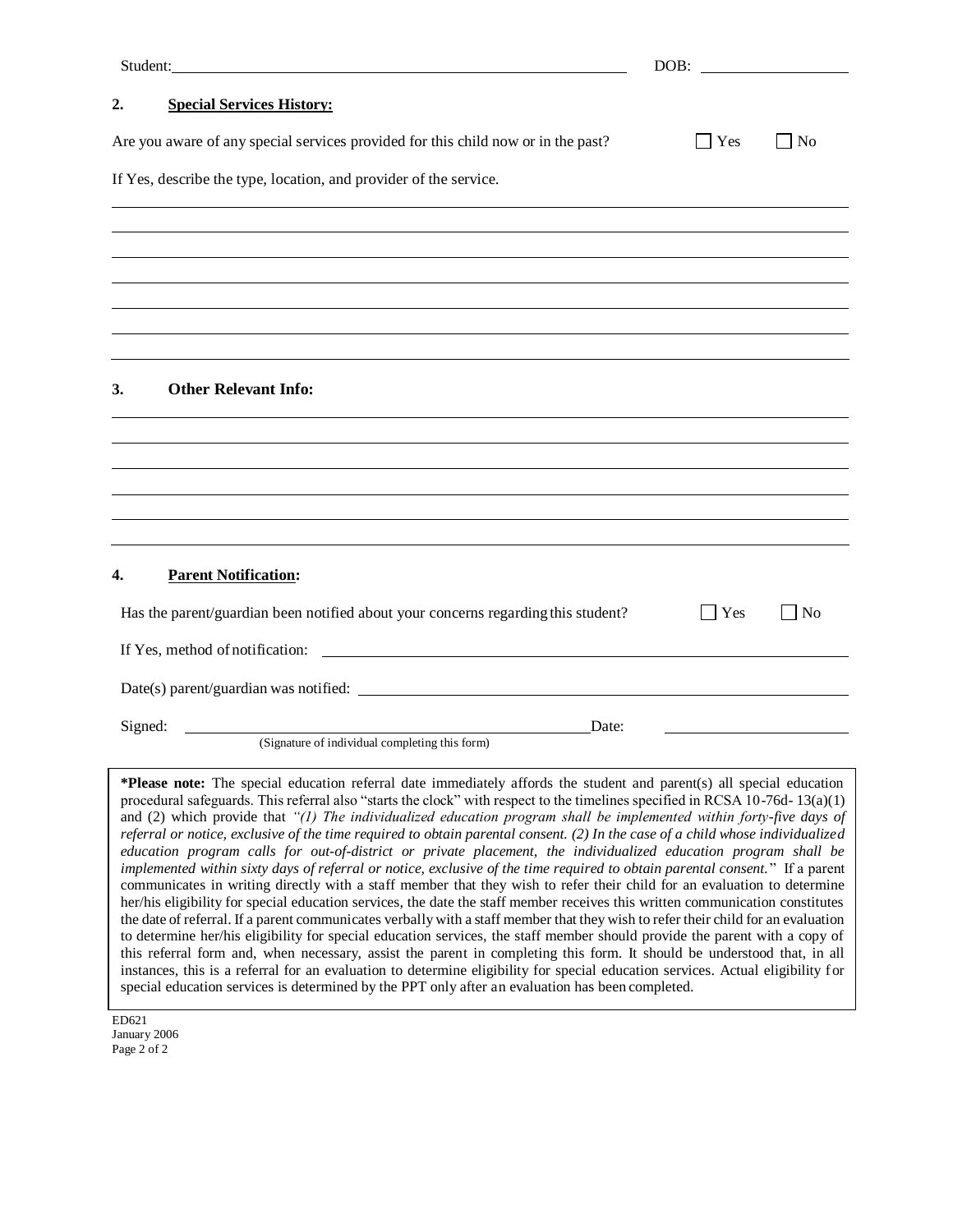Student: ______________________________ DOB: ______________

## 2. Special Services History:

Are you aware of any special services provided for this child now or in the past? ☐ Yes ☐ No

If Yes, describe the type, location, and provider of the service.

______________________________________________________________________

______________________________________________________________________

______________________________________________________________________

______________________________________________________________________

______________________________________________________________________

______________________________________________________________________

## 3. Other Relevant Info:

______________________________________________________________________

______________________________________________________________________

______________________________________________________________________

______________________________________________________________________

______________________________________________________________________

## 4. Parent Notification:

Has the parent/guardian been notified about your concerns regarding this student? ☐ Yes ☐ No

If Yes, method of notification: ______________________________________________

Date(s) parent/guardian was notified: ______________________________________________

Signed: ______________________________ Date: ______________

(Signature of individual completing this form)

**\*Please note:** The special education referral date immediately affords the student and parent(s) all special education procedural safeguards. This referral also "starts the clock" with respect to the timelines specified in RCSA 10-76d- 13(a)(1) and (2) which provide that *"(1) The individualized education program shall be implemented within forty-five days of referral or notice, exclusive of the time required to obtain parental consent. (2) In the case of a child whose individualized education program calls for out-of-district or private placement, the individualized education program shall be implemented within sixty days of referral or notice, exclusive of the time required to obtain parental consent.*" If a parent communicates in writing directly with a staff member that they wish to refer their child for an evaluation to determine her/his eligibility for special education services, the date the staff member receives this written communication constitutes the date of referral. If a parent communicates verbally with a staff member that they wish to refer their child for an evaluation to determine her/his eligibility for special education services, the staff member should provide the parent with a copy of this referral form and, when necessary, assist the parent in completing this form. It should be understood that, in all instances, this is a referral for an evaluation to determine eligibility for special education services. Actual eligibility for special education services is determined by the PPT only after an evaluation has been completed.

ED621
January 2006